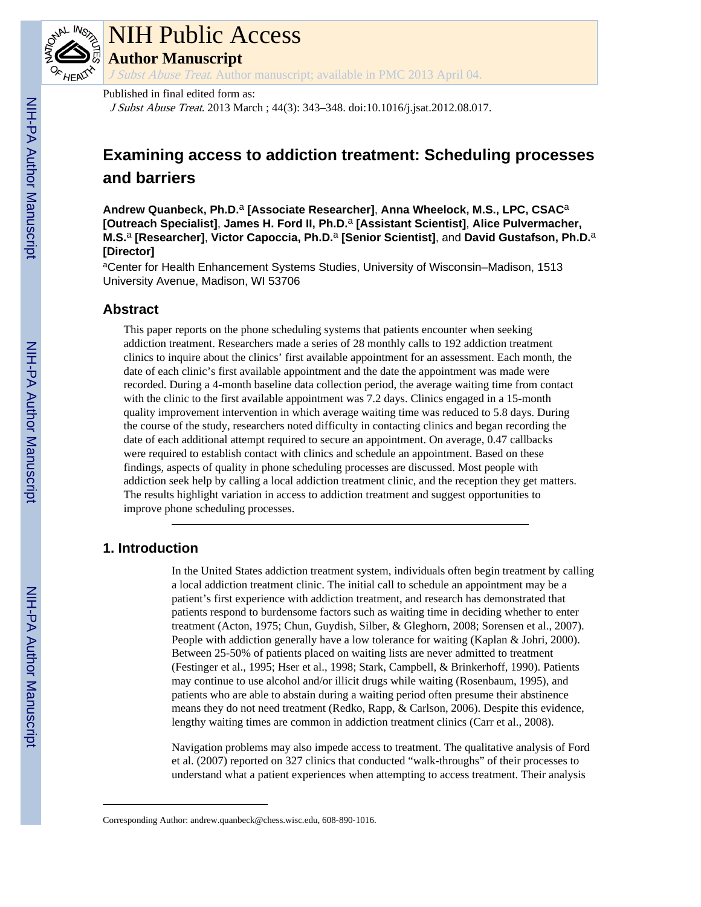# NIH Public Access

## Author Manuscript

*J Subst Abuse Treat*. Author manuscript; available in PMC 2013 April 04.

Published in final edited form as:

*J Subst Abuse Treat*. 2013 March ; 44(3): 343–348. doi:10.1016/j.jsat.2012.08.017.

# Examining access to addiction treatment: Scheduling processes and barriers

**Andrew Quanbeck, Ph.D.**[a] **[Associate Researcher]**, **Anna Wheelock, M.S., LPC, CSAC**[a] **[Outreach Specialist]**, **James H. Ford II, Ph.D.**[a] **[Assistant Scientist]**, **Alice Pulvermacher, M.S.**[a] **[Researcher]**, **Victor Capoccia, Ph.D.**[a] **[Senior Scientist]**, and **David Gustafson, Ph.D.**[a] **[Director]**

[a]Center for Health Enhancement Systems Studies, University of Wisconsin–Madison, 1513 University Avenue, Madison, WI 53706

## Abstract

This paper reports on the phone scheduling systems that patients encounter when seeking addiction treatment. Researchers made a series of 28 monthly calls to 192 addiction treatment clinics to inquire about the clinics' first available appointment for an assessment. Each month, the date of each clinic's first available appointment and the date the appointment was made were recorded. During a 4-month baseline data collection period, the average waiting time from contact with the clinic to the first available appointment was 7.2 days. Clinics engaged in a 15-month quality improvement intervention in which average waiting time was reduced to 5.8 days. During the course of the study, researchers noted difficulty in contacting clinics and began recording the date of each additional attempt required to secure an appointment. On average, 0.47 callbacks were required to establish contact with clinics and schedule an appointment. Based on these findings, aspects of quality in phone scheduling processes are discussed. Most people with addiction seek help by calling a local addiction treatment clinic, and the reception they get matters. The results highlight variation in access to addiction treatment and suggest opportunities to improve phone scheduling processes.

## 1. Introduction

In the United States addiction treatment system, individuals often begin treatment by calling a local addiction treatment clinic. The initial call to schedule an appointment may be a patient's first experience with addiction treatment, and research has demonstrated that patients respond to burdensome factors such as waiting time in deciding whether to enter treatment (Acton, 1975; Chun, Guydish, Silber, & Gleghorn, 2008; Sorensen et al., 2007). People with addiction generally have a low tolerance for waiting (Kaplan & Johri, 2000). Between 25-50% of patients placed on waiting lists are never admitted to treatment (Festinger et al., 1995; Hser et al., 1998; Stark, Campbell, & Brinkerhoff, 1990). Patients may continue to use alcohol and/or illicit drugs while waiting (Rosenbaum, 1995), and patients who are able to abstain during a waiting period often presume their abstinence means they do not need treatment (Redko, Rapp, & Carlson, 2006). Despite this evidence, lengthy waiting times are common in addiction treatment clinics (Carr et al., 2008).

Navigation problems may also impede access to treatment. The qualitative analysis of Ford et al. (2007) reported on 327 clinics that conducted "walk-throughs" of their processes to understand what a patient experiences when attempting to access treatment. Their analysis

Corresponding Author: andrew.quanbeck@chess.wisc.edu, 608-890-1016.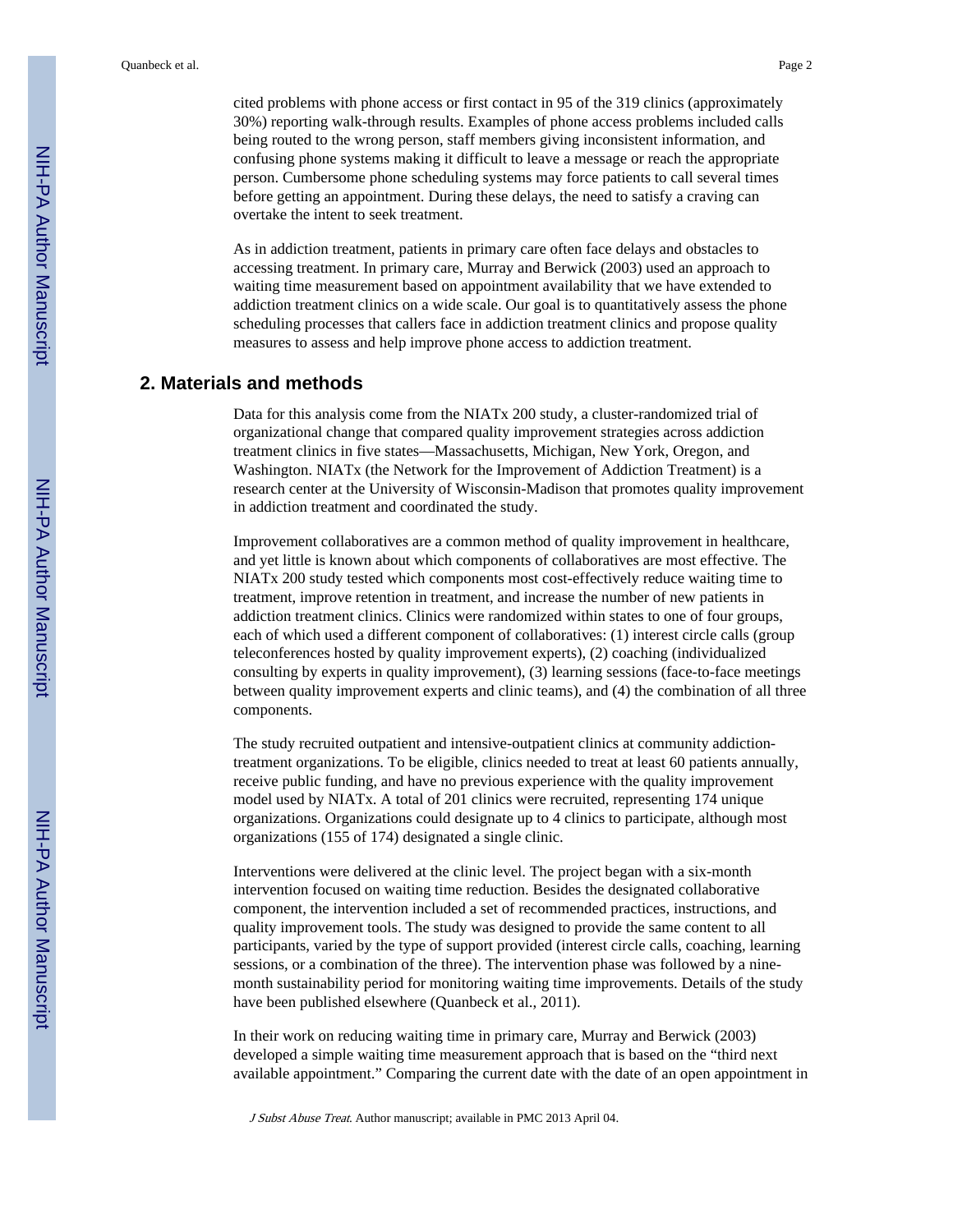cited problems with phone access or first contact in 95 of the 319 clinics (approximately 30%) reporting walk-through results. Examples of phone access problems included calls being routed to the wrong person, staff members giving inconsistent information, and confusing phone systems making it difficult to leave a message or reach the appropriate person. Cumbersome phone scheduling systems may force patients to call several times before getting an appointment. During these delays, the need to satisfy a craving can overtake the intent to seek treatment.

As in addiction treatment, patients in primary care often face delays and obstacles to accessing treatment. In primary care, Murray and Berwick (2003) used an approach to waiting time measurement based on appointment availability that we have extended to addiction treatment clinics on a wide scale. Our goal is to quantitatively assess the phone scheduling processes that callers face in addiction treatment clinics and propose quality measures to assess and help improve phone access to addiction treatment.

## 2. Materials and methods

Data for this analysis come from the NIATx 200 study, a cluster-randomized trial of organizational change that compared quality improvement strategies across addiction treatment clinics in five states—Massachusetts, Michigan, New York, Oregon, and Washington. NIATx (the Network for the Improvement of Addiction Treatment) is a research center at the University of Wisconsin-Madison that promotes quality improvement in addiction treatment and coordinated the study.

Improvement collaboratives are a common method of quality improvement in healthcare, and yet little is known about which components of collaboratives are most effective. The NIATx 200 study tested which components most cost-effectively reduce waiting time to treatment, improve retention in treatment, and increase the number of new patients in addiction treatment clinics. Clinics were randomized within states to one of four groups, each of which used a different component of collaboratives: (1) interest circle calls (group teleconferences hosted by quality improvement experts), (2) coaching (individualized consulting by experts in quality improvement), (3) learning sessions (face-to-face meetings between quality improvement experts and clinic teams), and (4) the combination of all three components.

The study recruited outpatient and intensive-outpatient clinics at community addiction-treatment organizations. To be eligible, clinics needed to treat at least 60 patients annually, receive public funding, and have no previous experience with the quality improvement model used by NIATx. A total of 201 clinics were recruited, representing 174 unique organizations. Organizations could designate up to 4 clinics to participate, although most organizations (155 of 174) designated a single clinic.

Interventions were delivered at the clinic level. The project began with a six-month intervention focused on waiting time reduction. Besides the designated collaborative component, the intervention included a set of recommended practices, instructions, and quality improvement tools. The study was designed to provide the same content to all participants, varied by the type of support provided (interest circle calls, coaching, learning sessions, or a combination of the three). The intervention phase was followed by a nine-month sustainability period for monitoring waiting time improvements. Details of the study have been published elsewhere (Quanbeck et al., 2011).

In their work on reducing waiting time in primary care, Murray and Berwick (2003) developed a simple waiting time measurement approach that is based on the "third next available appointment." Comparing the current date with the date of an open appointment in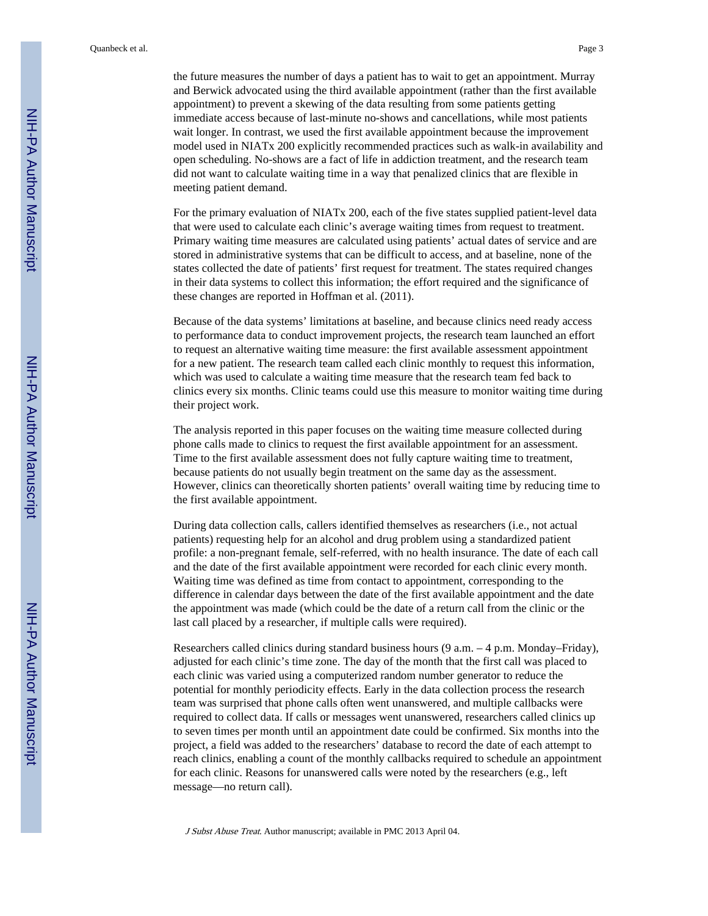the future measures the number of days a patient has to wait to get an appointment. Murray and Berwick advocated using the third available appointment (rather than the first available appointment) to prevent a skewing of the data resulting from some patients getting immediate access because of last-minute no-shows and cancellations, while most patients wait longer. In contrast, we used the first available appointment because the improvement model used in NIATx 200 explicitly recommended practices such as walk-in availability and open scheduling. No-shows are a fact of life in addiction treatment, and the research team did not want to calculate waiting time in a way that penalized clinics that are flexible in meeting patient demand.

For the primary evaluation of NIATx 200, each of the five states supplied patient-level data that were used to calculate each clinic's average waiting times from request to treatment. Primary waiting time measures are calculated using patients' actual dates of service and are stored in administrative systems that can be difficult to access, and at baseline, none of the states collected the date of patients' first request for treatment. The states required changes in their data systems to collect this information; the effort required and the significance of these changes are reported in Hoffman et al. (2011).

Because of the data systems' limitations at baseline, and because clinics need ready access to performance data to conduct improvement projects, the research team launched an effort to request an alternative waiting time measure: the first available assessment appointment for a new patient. The research team called each clinic monthly to request this information, which was used to calculate a waiting time measure that the research team fed back to clinics every six months. Clinic teams could use this measure to monitor waiting time during their project work.

The analysis reported in this paper focuses on the waiting time measure collected during phone calls made to clinics to request the first available appointment for an assessment. Time to the first available assessment does not fully capture waiting time to treatment, because patients do not usually begin treatment on the same day as the assessment. However, clinics can theoretically shorten patients' overall waiting time by reducing time to the first available appointment.

During data collection calls, callers identified themselves as researchers (i.e., not actual patients) requesting help for an alcohol and drug problem using a standardized patient profile: a non-pregnant female, self-referred, with no health insurance. The date of each call and the date of the first available appointment were recorded for each clinic every month. Waiting time was defined as time from contact to appointment, corresponding to the difference in calendar days between the date of the first available appointment and the date the appointment was made (which could be the date of a return call from the clinic or the last call placed by a researcher, if multiple calls were required).

Researchers called clinics during standard business hours (9 a.m. – 4 p.m. Monday–Friday), adjusted for each clinic's time zone. The day of the month that the first call was placed to each clinic was varied using a computerized random number generator to reduce the potential for monthly periodicity effects. Early in the data collection process the research team was surprised that phone calls often went unanswered, and multiple callbacks were required to collect data. If calls or messages went unanswered, researchers called clinics up to seven times per month until an appointment date could be confirmed. Six months into the project, a field was added to the researchers' database to record the date of each attempt to reach clinics, enabling a count of the monthly callbacks required to schedule an appointment for each clinic. Reasons for unanswered calls were noted by the researchers (e.g., left message—no return call).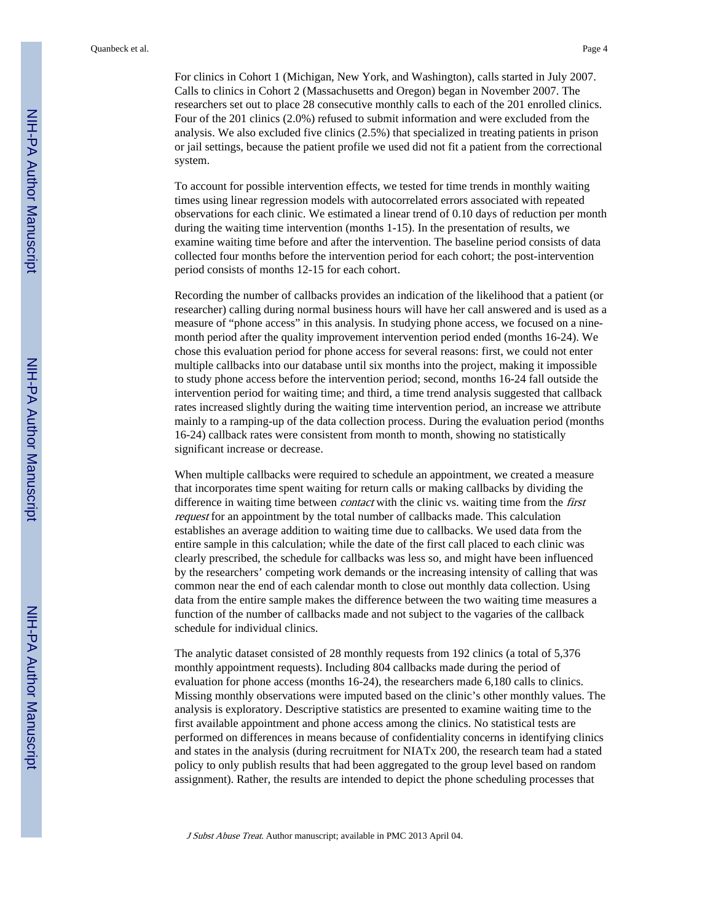For clinics in Cohort 1 (Michigan, New York, and Washington), calls started in July 2007. Calls to clinics in Cohort 2 (Massachusetts and Oregon) began in November 2007. The researchers set out to place 28 consecutive monthly calls to each of the 201 enrolled clinics. Four of the 201 clinics (2.0%) refused to submit information and were excluded from the analysis. We also excluded five clinics (2.5%) that specialized in treating patients in prison or jail settings, because the patient profile we used did not fit a patient from the correctional system.

To account for possible intervention effects, we tested for time trends in monthly waiting times using linear regression models with autocorrelated errors associated with repeated observations for each clinic. We estimated a linear trend of 0.10 days of reduction per month during the waiting time intervention (months 1-15). In the presentation of results, we examine waiting time before and after the intervention. The baseline period consists of data collected four months before the intervention period for each cohort; the post-intervention period consists of months 12-15 for each cohort.

Recording the number of callbacks provides an indication of the likelihood that a patient (or researcher) calling during normal business hours will have her call answered and is used as a measure of "phone access" in this analysis. In studying phone access, we focused on a nine-month period after the quality improvement intervention period ended (months 16-24). We chose this evaluation period for phone access for several reasons: first, we could not enter multiple callbacks into our database until six months into the project, making it impossible to study phone access before the intervention period; second, months 16-24 fall outside the intervention period for waiting time; and third, a time trend analysis suggested that callback rates increased slightly during the waiting time intervention period, an increase we attribute mainly to a ramping-up of the data collection process. During the evaluation period (months 16-24) callback rates were consistent from month to month, showing no statistically significant increase or decrease.

When multiple callbacks were required to schedule an appointment, we created a measure that incorporates time spent waiting for return calls or making callbacks by dividing the difference in waiting time between *contact* with the clinic vs. waiting time from the *first request* for an appointment by the total number of callbacks made. This calculation establishes an average addition to waiting time due to callbacks. We used data from the entire sample in this calculation; while the date of the first call placed to each clinic was clearly prescribed, the schedule for callbacks was less so, and might have been influenced by the researchers' competing work demands or the increasing intensity of calling that was common near the end of each calendar month to close out monthly data collection. Using data from the entire sample makes the difference between the two waiting time measures a function of the number of callbacks made and not subject to the vagaries of the callback schedule for individual clinics.

The analytic dataset consisted of 28 monthly requests from 192 clinics (a total of 5,376 monthly appointment requests). Including 804 callbacks made during the period of evaluation for phone access (months 16-24), the researchers made 6,180 calls to clinics. Missing monthly observations were imputed based on the clinic's other monthly values. The analysis is exploratory. Descriptive statistics are presented to examine waiting time to the first available appointment and phone access among the clinics. No statistical tests are performed on differences in means because of confidentiality concerns in identifying clinics and states in the analysis (during recruitment for NIATx 200, the research team had a stated policy to only publish results that had been aggregated to the group level based on random assignment). Rather, the results are intended to depict the phone scheduling processes that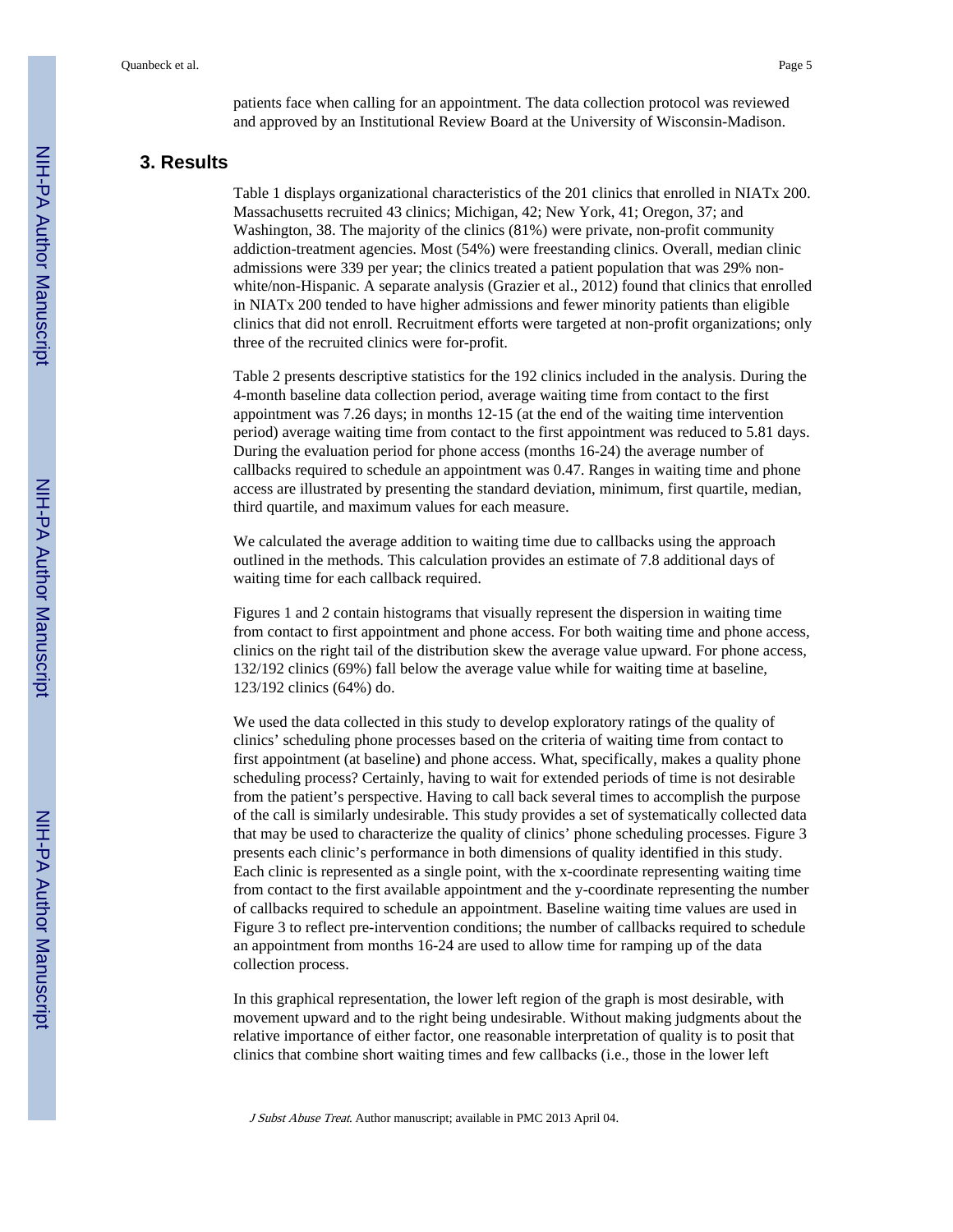patients face when calling for an appointment. The data collection protocol was reviewed and approved by an Institutional Review Board at the University of Wisconsin-Madison.

## 3. Results

Table 1 displays organizational characteristics of the 201 clinics that enrolled in NIATx 200. Massachusetts recruited 43 clinics; Michigan, 42; New York, 41; Oregon, 37; and Washington, 38. The majority of the clinics (81%) were private, non-profit community addiction-treatment agencies. Most (54%) were freestanding clinics. Overall, median clinic admissions were 339 per year; the clinics treated a patient population that was 29% non-white/non-Hispanic. A separate analysis (Grazier et al., 2012) found that clinics that enrolled in NIATx 200 tended to have higher admissions and fewer minority patients than eligible clinics that did not enroll. Recruitment efforts were targeted at non-profit organizations; only three of the recruited clinics were for-profit.

Table 2 presents descriptive statistics for the 192 clinics included in the analysis. During the 4-month baseline data collection period, average waiting time from contact to the first appointment was 7.26 days; in months 12-15 (at the end of the waiting time intervention period) average waiting time from contact to the first appointment was reduced to 5.81 days. During the evaluation period for phone access (months 16-24) the average number of callbacks required to schedule an appointment was 0.47. Ranges in waiting time and phone access are illustrated by presenting the standard deviation, minimum, first quartile, median, third quartile, and maximum values for each measure.

We calculated the average addition to waiting time due to callbacks using the approach outlined in the methods. This calculation provides an estimate of 7.8 additional days of waiting time for each callback required.

Figures 1 and 2 contain histograms that visually represent the dispersion in waiting time from contact to first appointment and phone access. For both waiting time and phone access, clinics on the right tail of the distribution skew the average value upward. For phone access, 132/192 clinics (69%) fall below the average value while for waiting time at baseline, 123/192 clinics (64%) do.

We used the data collected in this study to develop exploratory ratings of the quality of clinics' scheduling phone processes based on the criteria of waiting time from contact to first appointment (at baseline) and phone access. What, specifically, makes a quality phone scheduling process? Certainly, having to wait for extended periods of time is not desirable from the patient's perspective. Having to call back several times to accomplish the purpose of the call is similarly undesirable. This study provides a set of systematically collected data that may be used to characterize the quality of clinics' phone scheduling processes. Figure 3 presents each clinic's performance in both dimensions of quality identified in this study. Each clinic is represented as a single point, with the x-coordinate representing waiting time from contact to the first available appointment and the y-coordinate representing the number of callbacks required to schedule an appointment. Baseline waiting time values are used in Figure 3 to reflect pre-intervention conditions; the number of callbacks required to schedule an appointment from months 16-24 are used to allow time for ramping up of the data collection process.

In this graphical representation, the lower left region of the graph is most desirable, with movement upward and to the right being undesirable. Without making judgments about the relative importance of either factor, one reasonable interpretation of quality is to posit that clinics that combine short waiting times and few callbacks (i.e., those in the lower left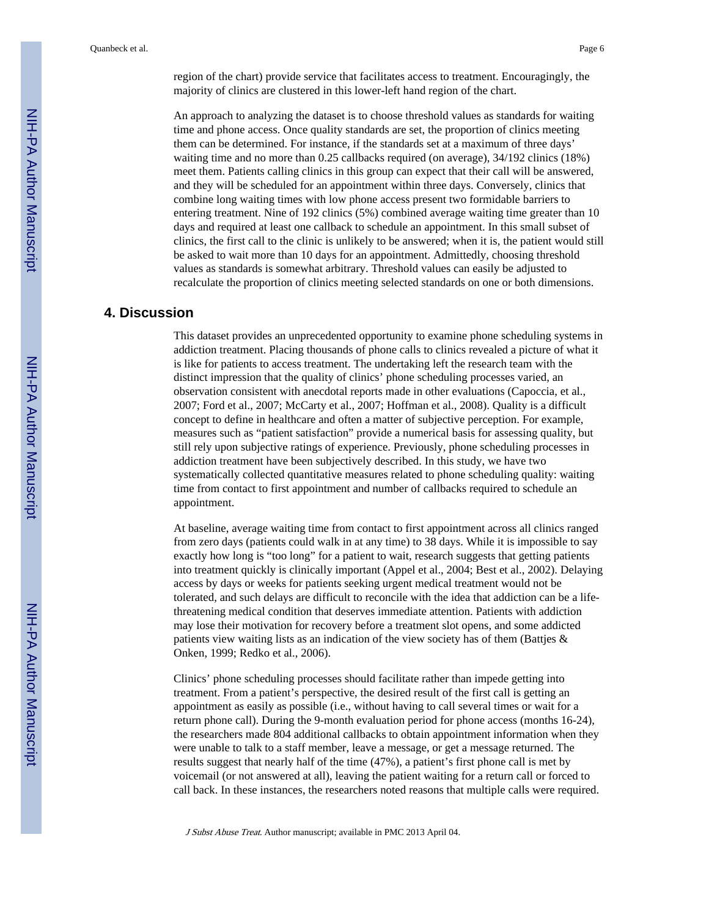region of the chart) provide service that facilitates access to treatment. Encouragingly, the majority of clinics are clustered in this lower-left hand region of the chart.

An approach to analyzing the dataset is to choose threshold values as standards for waiting time and phone access. Once quality standards are set, the proportion of clinics meeting them can be determined. For instance, if the standards set at a maximum of three days' waiting time and no more than 0.25 callbacks required (on average), 34/192 clinics (18%) meet them. Patients calling clinics in this group can expect that their call will be answered, and they will be scheduled for an appointment within three days. Conversely, clinics that combine long waiting times with low phone access present two formidable barriers to entering treatment. Nine of 192 clinics (5%) combined average waiting time greater than 10 days and required at least one callback to schedule an appointment. In this small subset of clinics, the first call to the clinic is unlikely to be answered; when it is, the patient would still be asked to wait more than 10 days for an appointment. Admittedly, choosing threshold values as standards is somewhat arbitrary. Threshold values can easily be adjusted to recalculate the proportion of clinics meeting selected standards on one or both dimensions.

## 4. Discussion

This dataset provides an unprecedented opportunity to examine phone scheduling systems in addiction treatment. Placing thousands of phone calls to clinics revealed a picture of what it is like for patients to access treatment. The undertaking left the research team with the distinct impression that the quality of clinics' phone scheduling processes varied, an observation consistent with anecdotal reports made in other evaluations (Capoccia, et al., 2007; Ford et al., 2007; McCarty et al., 2007; Hoffman et al., 2008). Quality is a difficult concept to define in healthcare and often a matter of subjective perception. For example, measures such as "patient satisfaction" provide a numerical basis for assessing quality, but still rely upon subjective ratings of experience. Previously, phone scheduling processes in addiction treatment have been subjectively described. In this study, we have two systematically collected quantitative measures related to phone scheduling quality: waiting time from contact to first appointment and number of callbacks required to schedule an appointment.

At baseline, average waiting time from contact to first appointment across all clinics ranged from zero days (patients could walk in at any time) to 38 days. While it is impossible to say exactly how long is "too long" for a patient to wait, research suggests that getting patients into treatment quickly is clinically important (Appel et al., 2004; Best et al., 2002). Delaying access by days or weeks for patients seeking urgent medical treatment would not be tolerated, and such delays are difficult to reconcile with the idea that addiction can be a life-threatening medical condition that deserves immediate attention. Patients with addiction may lose their motivation for recovery before a treatment slot opens, and some addicted patients view waiting lists as an indication of the view society has of them (Battjes & Onken, 1999; Redko et al., 2006).

Clinics' phone scheduling processes should facilitate rather than impede getting into treatment. From a patient's perspective, the desired result of the first call is getting an appointment as easily as possible (i.e., without having to call several times or wait for a return phone call). During the 9-month evaluation period for phone access (months 16-24), the researchers made 804 additional callbacks to obtain appointment information when they were unable to talk to a staff member, leave a message, or get a message returned. The results suggest that nearly half of the time (47%), a patient's first phone call is met by voicemail (or not answered at all), leaving the patient waiting for a return call or forced to call back. In these instances, the researchers noted reasons that multiple calls were required.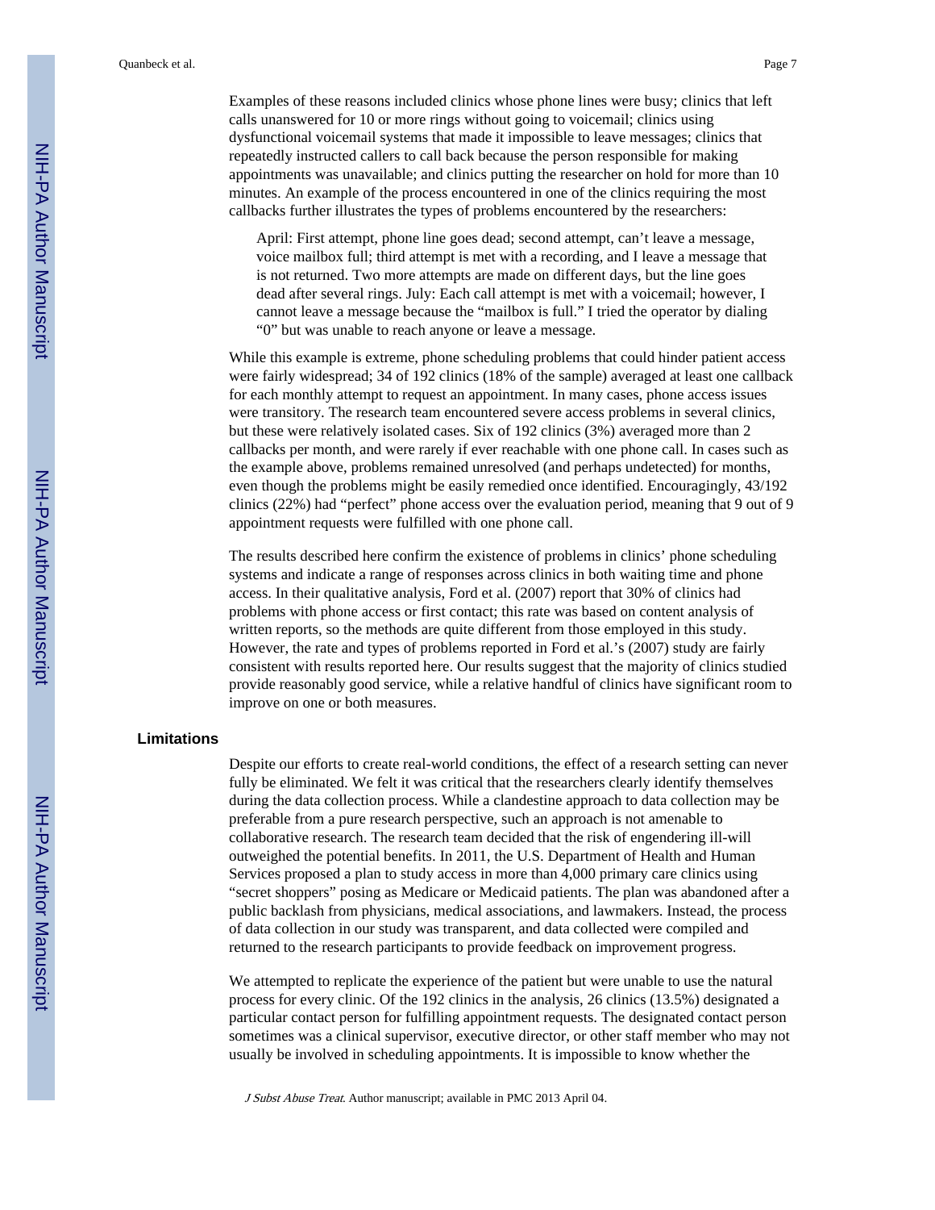Examples of these reasons included clinics whose phone lines were busy; clinics that left calls unanswered for 10 or more rings without going to voicemail; clinics using dysfunctional voicemail systems that made it impossible to leave messages; clinics that repeatedly instructed callers to call back because the person responsible for making appointments was unavailable; and clinics putting the researcher on hold for more than 10 minutes. An example of the process encountered in one of the clinics requiring the most callbacks further illustrates the types of problems encountered by the researchers:

> April: First attempt, phone line goes dead; second attempt, can't leave a message, voice mailbox full; third attempt is met with a recording, and I leave a message that is not returned. Two more attempts are made on different days, but the line goes dead after several rings. July: Each call attempt is met with a voicemail; however, I cannot leave a message because the "mailbox is full." I tried the operator by dialing "0" but was unable to reach anyone or leave a message.

While this example is extreme, phone scheduling problems that could hinder patient access were fairly widespread; 34 of 192 clinics (18% of the sample) averaged at least one callback for each monthly attempt to request an appointment. In many cases, phone access issues were transitory. The research team encountered severe access problems in several clinics, but these were relatively isolated cases. Six of 192 clinics (3%) averaged more than 2 callbacks per month, and were rarely if ever reachable with one phone call. In cases such as the example above, problems remained unresolved (and perhaps undetected) for months, even though the problems might be easily remedied once identified. Encouragingly, 43/192 clinics (22%) had "perfect" phone access over the evaluation period, meaning that 9 out of 9 appointment requests were fulfilled with one phone call.

The results described here confirm the existence of problems in clinics' phone scheduling systems and indicate a range of responses across clinics in both waiting time and phone access. In their qualitative analysis, Ford et al. (2007) report that 30% of clinics had problems with phone access or first contact; this rate was based on content analysis of written reports, so the methods are quite different from those employed in this study. However, the rate and types of problems reported in Ford et al.'s (2007) study are fairly consistent with results reported here. Our results suggest that the majority of clinics studied provide reasonably good service, while a relative handful of clinics have significant room to improve on one or both measures.

## Limitations

Despite our efforts to create real-world conditions, the effect of a research setting can never fully be eliminated. We felt it was critical that the researchers clearly identify themselves during the data collection process. While a clandestine approach to data collection may be preferable from a pure research perspective, such an approach is not amenable to collaborative research. The research team decided that the risk of engendering ill-will outweighed the potential benefits. In 2011, the U.S. Department of Health and Human Services proposed a plan to study access in more than 4,000 primary care clinics using "secret shoppers" posing as Medicare or Medicaid patients. The plan was abandoned after a public backlash from physicians, medical associations, and lawmakers. Instead, the process of data collection in our study was transparent, and data collected were compiled and returned to the research participants to provide feedback on improvement progress.

We attempted to replicate the experience of the patient but were unable to use the natural process for every clinic. Of the 192 clinics in the analysis, 26 clinics (13.5%) designated a particular contact person for fulfilling appointment requests. The designated contact person sometimes was a clinical supervisor, executive director, or other staff member who may not usually be involved in scheduling appointments. It is impossible to know whether the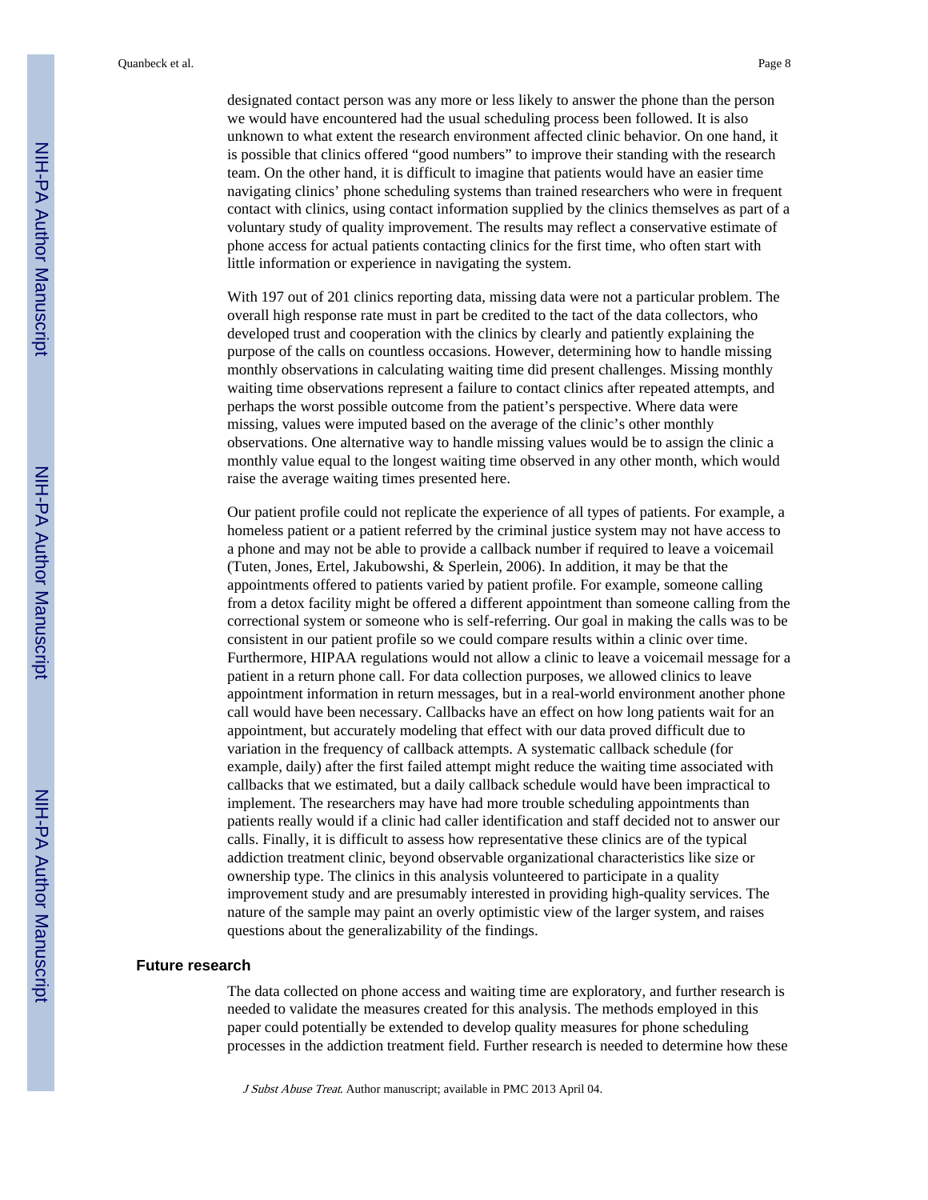designated contact person was any more or less likely to answer the phone than the person we would have encountered had the usual scheduling process been followed. It is also unknown to what extent the research environment affected clinic behavior. On one hand, it is possible that clinics offered "good numbers" to improve their standing with the research team. On the other hand, it is difficult to imagine that patients would have an easier time navigating clinics' phone scheduling systems than trained researchers who were in frequent contact with clinics, using contact information supplied by the clinics themselves as part of a voluntary study of quality improvement. The results may reflect a conservative estimate of phone access for actual patients contacting clinics for the first time, who often start with little information or experience in navigating the system.

With 197 out of 201 clinics reporting data, missing data were not a particular problem. The overall high response rate must in part be credited to the tact of the data collectors, who developed trust and cooperation with the clinics by clearly and patiently explaining the purpose of the calls on countless occasions. However, determining how to handle missing monthly observations in calculating waiting time did present challenges. Missing monthly waiting time observations represent a failure to contact clinics after repeated attempts, and perhaps the worst possible outcome from the patient's perspective. Where data were missing, values were imputed based on the average of the clinic's other monthly observations. One alternative way to handle missing values would be to assign the clinic a monthly value equal to the longest waiting time observed in any other month, which would raise the average waiting times presented here.

Our patient profile could not replicate the experience of all types of patients. For example, a homeless patient or a patient referred by the criminal justice system may not have access to a phone and may not be able to provide a callback number if required to leave a voicemail (Tuten, Jones, Ertel, Jakubowshi, & Sperlein, 2006). In addition, it may be that the appointments offered to patients varied by patient profile. For example, someone calling from a detox facility might be offered a different appointment than someone calling from the correctional system or someone who is self-referring. Our goal in making the calls was to be consistent in our patient profile so we could compare results within a clinic over time. Furthermore, HIPAA regulations would not allow a clinic to leave a voicemail message for a patient in a return phone call. For data collection purposes, we allowed clinics to leave appointment information in return messages, but in a real-world environment another phone call would have been necessary. Callbacks have an effect on how long patients wait for an appointment, but accurately modeling that effect with our data proved difficult due to variation in the frequency of callback attempts. A systematic callback schedule (for example, daily) after the first failed attempt might reduce the waiting time associated with callbacks that we estimated, but a daily callback schedule would have been impractical to implement. The researchers may have had more trouble scheduling appointments than patients really would if a clinic had caller identification and staff decided not to answer our calls. Finally, it is difficult to assess how representative these clinics are of the typical addiction treatment clinic, beyond observable organizational characteristics like size or ownership type. The clinics in this analysis volunteered to participate in a quality improvement study and are presumably interested in providing high-quality services. The nature of the sample may paint an overly optimistic view of the larger system, and raises questions about the generalizability of the findings.

## Future research

The data collected on phone access and waiting time are exploratory, and further research is needed to validate the measures created for this analysis. The methods employed in this paper could potentially be extended to develop quality measures for phone scheduling processes in the addiction treatment field. Further research is needed to determine how these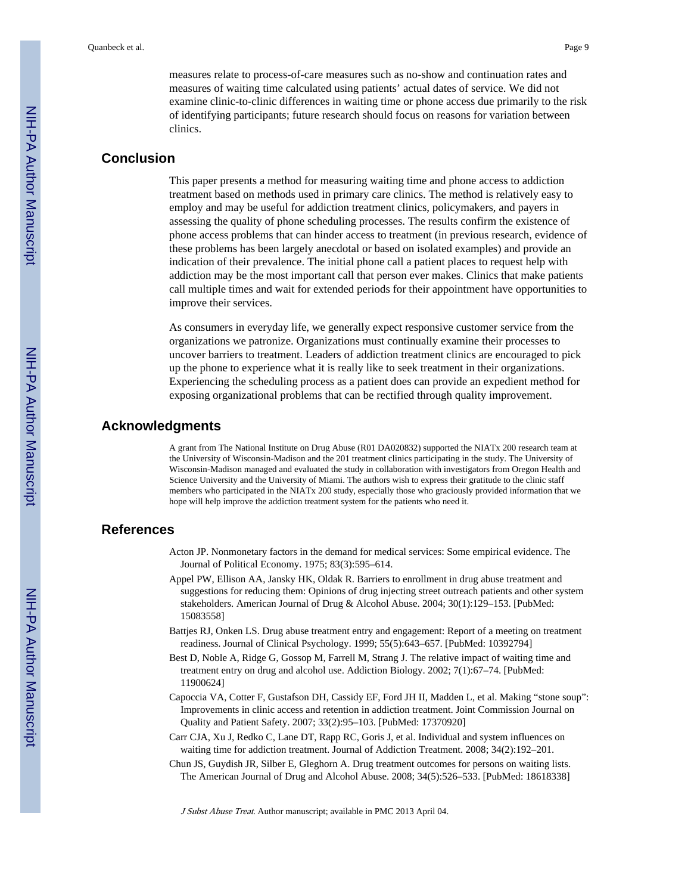measures relate to process-of-care measures such as no-show and continuation rates and measures of waiting time calculated using patients' actual dates of service. We did not examine clinic-to-clinic differences in waiting time or phone access due primarily to the risk of identifying participants; future research should focus on reasons for variation between clinics.

## Conclusion

This paper presents a method for measuring waiting time and phone access to addiction treatment based on methods used in primary care clinics. The method is relatively easy to employ and may be useful for addiction treatment clinics, policymakers, and payers in assessing the quality of phone scheduling processes. The results confirm the existence of phone access problems that can hinder access to treatment (in previous research, evidence of these problems has been largely anecdotal or based on isolated examples) and provide an indication of their prevalence. The initial phone call a patient places to request help with addiction may be the most important call that person ever makes. Clinics that make patients call multiple times and wait for extended periods for their appointment have opportunities to improve their services.

As consumers in everyday life, we generally expect responsive customer service from the organizations we patronize. Organizations must continually examine their processes to uncover barriers to treatment. Leaders of addiction treatment clinics are encouraged to pick up the phone to experience what it is really like to seek treatment in their organizations. Experiencing the scheduling process as a patient does can provide an expedient method for exposing organizational problems that can be rectified through quality improvement.

## Acknowledgments

A grant from The National Institute on Drug Abuse (R01 DA020832) supported the NIATx 200 research team at the University of Wisconsin-Madison and the 201 treatment clinics participating in the study. The University of Wisconsin-Madison managed and evaluated the study in collaboration with investigators from Oregon Health and Science University and the University of Miami. The authors wish to express their gratitude to the clinic staff members who participated in the NIATx 200 study, especially those who graciously provided information that we hope will help improve the addiction treatment system for the patients who need it.

## References

Acton JP. Nonmonetary factors in the demand for medical services: Some empirical evidence. The Journal of Political Economy. 1975; 83(3):595–614.

Appel PW, Ellison AA, Jansky HK, Oldak R. Barriers to enrollment in drug abuse treatment and suggestions for reducing them: Opinions of drug injecting street outreach patients and other system stakeholders. American Journal of Drug & Alcohol Abuse. 2004; 30(1):129–153. [PubMed: 15083558]

Battjes RJ, Onken LS. Drug abuse treatment entry and engagement: Report of a meeting on treatment readiness. Journal of Clinical Psychology. 1999; 55(5):643–657. [PubMed: 10392794]

Best D, Noble A, Ridge G, Gossop M, Farrell M, Strang J. The relative impact of waiting time and treatment entry on drug and alcohol use. Addiction Biology. 2002; 7(1):67–74. [PubMed: 11900624]

Capoccia VA, Cotter F, Gustafson DH, Cassidy EF, Ford JH II, Madden L, et al. Making "stone soup": Improvements in clinic access and retention in addiction treatment. Joint Commission Journal on Quality and Patient Safety. 2007; 33(2):95–103. [PubMed: 17370920]

Carr CJA, Xu J, Redko C, Lane DT, Rapp RC, Goris J, et al. Individual and system influences on waiting time for addiction treatment. Journal of Addiction Treatment. 2008; 34(2):192–201.

Chun JS, Guydish JR, Silber E, Gleghorn A. Drug treatment outcomes for persons on waiting lists. The American Journal of Drug and Alcohol Abuse. 2008; 34(5):526–533. [PubMed: 18618338]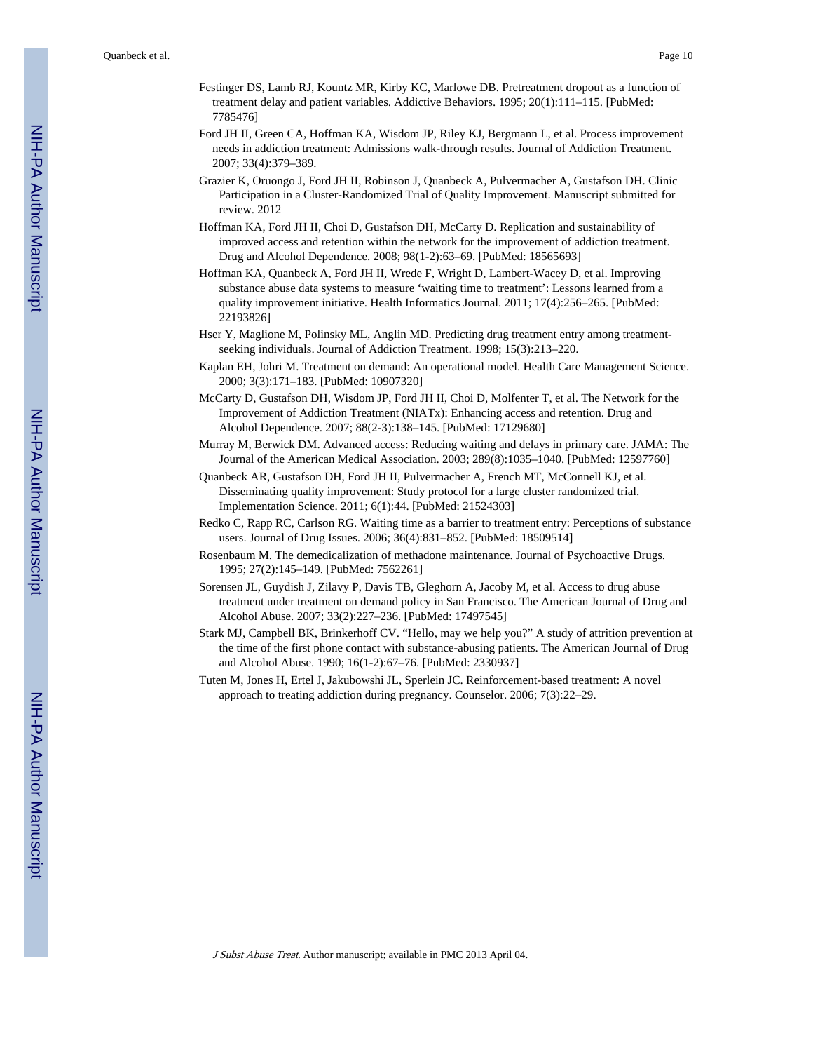Festinger DS, Lamb RJ, Kountz MR, Kirby KC, Marlowe DB. Pretreatment dropout as a function of treatment delay and patient variables. Addictive Behaviors. 1995; 20(1):111–115. [PubMed: 7785476]

Ford JH II, Green CA, Hoffman KA, Wisdom JP, Riley KJ, Bergmann L, et al. Process improvement needs in addiction treatment: Admissions walk-through results. Journal of Addiction Treatment. 2007; 33(4):379–389.

Grazier K, Oruongo J, Ford JH II, Robinson J, Quanbeck A, Pulvermacher A, Gustafson DH. Clinic Participation in a Cluster-Randomized Trial of Quality Improvement. Manuscript submitted for review. 2012

Hoffman KA, Ford JH II, Choi D, Gustafson DH, McCarty D. Replication and sustainability of improved access and retention within the network for the improvement of addiction treatment. Drug and Alcohol Dependence. 2008; 98(1-2):63–69. [PubMed: 18565693]

Hoffman KA, Quanbeck A, Ford JH II, Wrede F, Wright D, Lambert-Wacey D, et al. Improving substance abuse data systems to measure 'waiting time to treatment': Lessons learned from a quality improvement initiative. Health Informatics Journal. 2011; 17(4):256–265. [PubMed: 22193826]

Hser Y, Maglione M, Polinsky ML, Anglin MD. Predicting drug treatment entry among treatment-seeking individuals. Journal of Addiction Treatment. 1998; 15(3):213–220.

Kaplan EH, Johri M. Treatment on demand: An operational model. Health Care Management Science. 2000; 3(3):171–183. [PubMed: 10907320]

McCarty D, Gustafson DH, Wisdom JP, Ford JH II, Choi D, Molfenter T, et al. The Network for the Improvement of Addiction Treatment (NIATx): Enhancing access and retention. Drug and Alcohol Dependence. 2007; 88(2-3):138–145. [PubMed: 17129680]

Murray M, Berwick DM. Advanced access: Reducing waiting and delays in primary care. JAMA: The Journal of the American Medical Association. 2003; 289(8):1035–1040. [PubMed: 12597760]

Quanbeck AR, Gustafson DH, Ford JH II, Pulvermacher A, French MT, McConnell KJ, et al. Disseminating quality improvement: Study protocol for a large cluster randomized trial. Implementation Science. 2011; 6(1):44. [PubMed: 21524303]

Redko C, Rapp RC, Carlson RG. Waiting time as a barrier to treatment entry: Perceptions of substance users. Journal of Drug Issues. 2006; 36(4):831–852. [PubMed: 18509514]

Rosenbaum M. The demedicalization of methadone maintenance. Journal of Psychoactive Drugs. 1995; 27(2):145–149. [PubMed: 7562261]

Sorensen JL, Guydish J, Zilavy P, Davis TB, Gleghorn A, Jacoby M, et al. Access to drug abuse treatment under treatment on demand policy in San Francisco. The American Journal of Drug and Alcohol Abuse. 2007; 33(2):227–236. [PubMed: 17497545]

Stark MJ, Campbell BK, Brinkerhoff CV. "Hello, may we help you?" A study of attrition prevention at the time of the first phone contact with substance-abusing patients. The American Journal of Drug and Alcohol Abuse. 1990; 16(1-2):67–76. [PubMed: 2330937]

Tuten M, Jones H, Ertel J, Jakubowshi JL, Sperlein JC. Reinforcement-based treatment: A novel approach to treating addiction during pregnancy. Counselor. 2006; 7(3):22–29.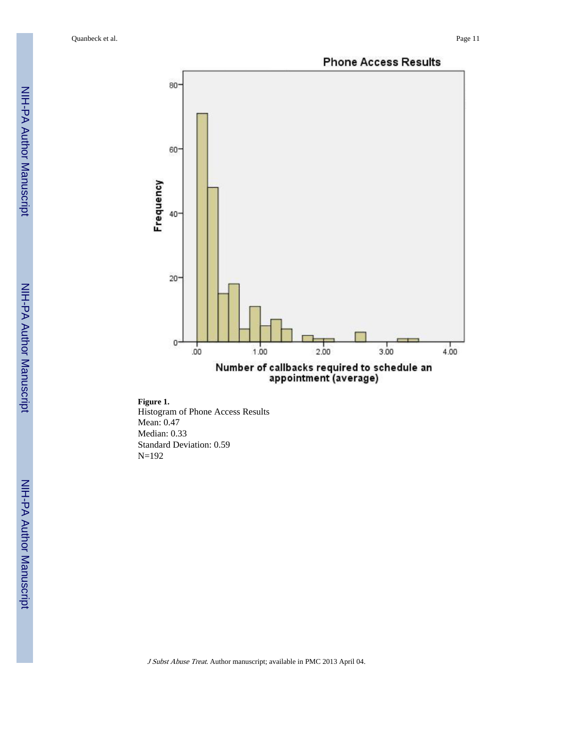**Figure 1.**

Histogram of Phone Access Results

Mean: 0.47

Median: 0.33

Standard Deviation: 0.59

N=192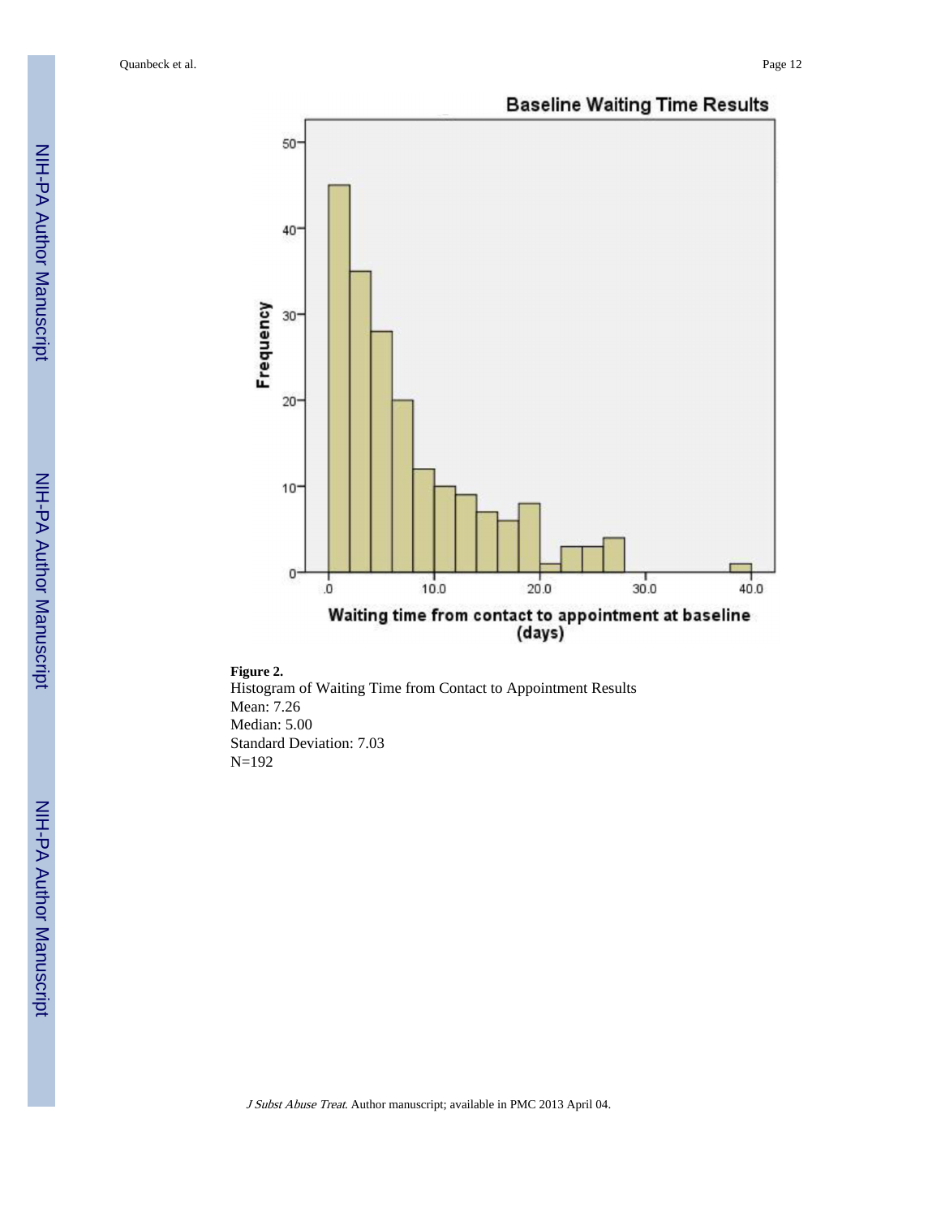**Figure 2.**

Histogram of Waiting Time from Contact to Appointment Results

Mean: 7.26

Median: 5.00

Standard Deviation: 7.03

N=192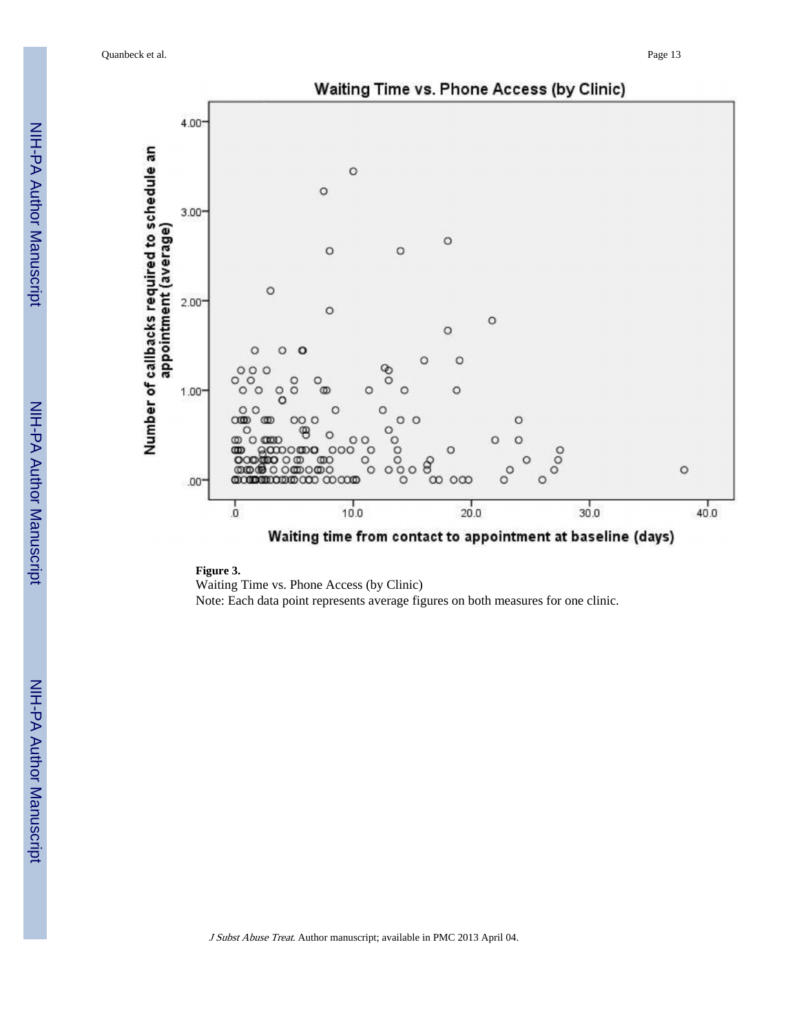**Figure 3.**

Waiting Time vs. Phone Access (by Clinic)

Note: Each data point represents average figures on both measures for one clinic.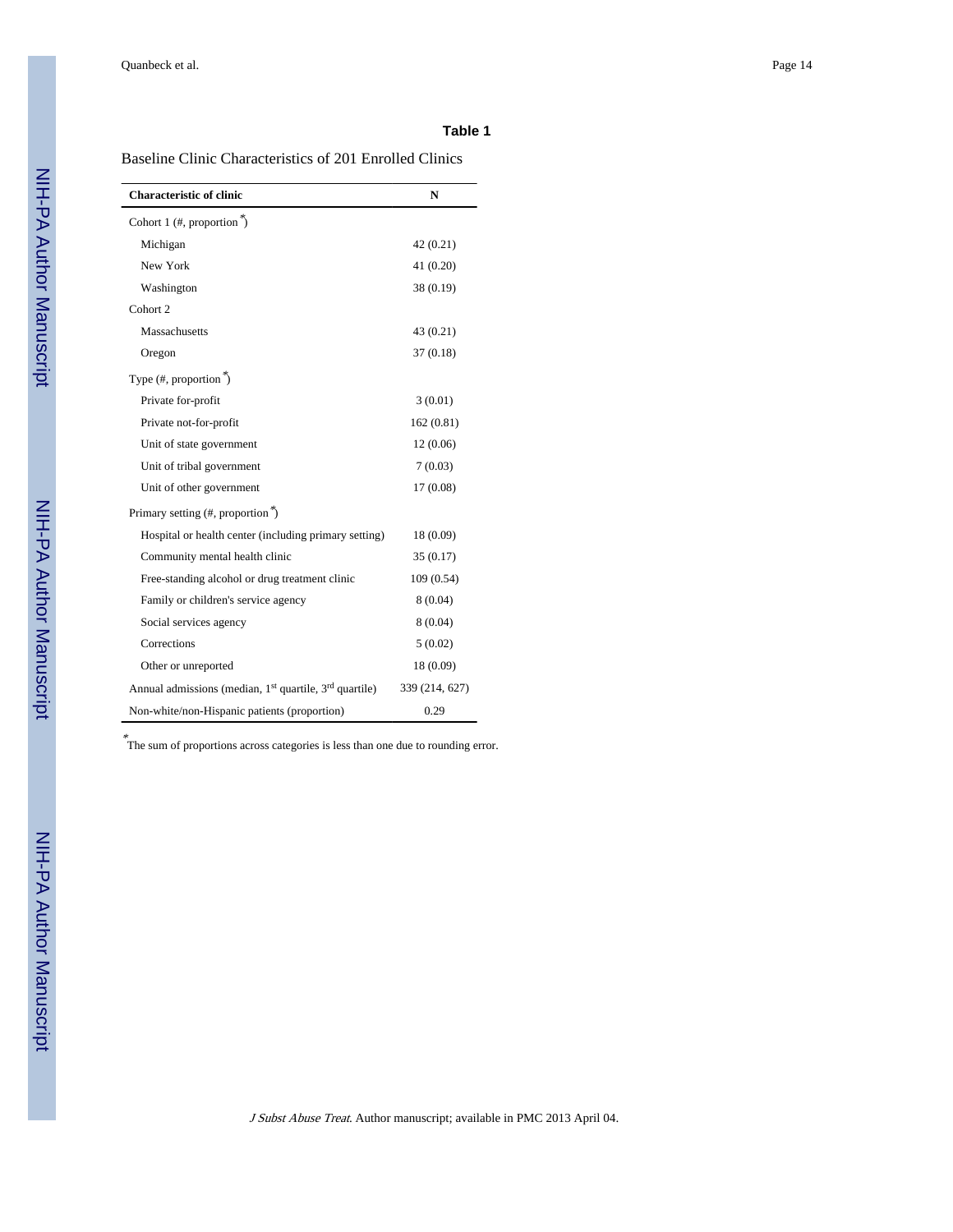**Table 1**

Baseline Clinic Characteristics of 201 Enrolled Clinics

| Characteristic of clinic | N |
|---|---|
| Cohort 1 (#, proportion *) | |
| Michigan | 42 (0.21) |
| New York | 41 (0.20) |
| Washington | 38 (0.19) |
| Cohort 2 | |
| Massachusetts | 43 (0.21) |
| Oregon | 37 (0.18) |
| Type (#, proportion *) | |
| Private for-profit | 3 (0.01) |
| Private not-for-profit | 162 (0.81) |
| Unit of state government | 12 (0.06) |
| Unit of tribal government | 7 (0.03) |
| Unit of other government | 17 (0.08) |
| Primary setting (#, proportion *) | |
| Hospital or health center (including primary setting) | 18 (0.09) |
| Community mental health clinic | 35 (0.17) |
| Free-standing alcohol or drug treatment clinic | 109 (0.54) |
| Family or children's service agency | 8 (0.04) |
| Social services agency | 8 (0.04) |
| Corrections | 5 (0.02) |
| Other or unreported | 18 (0.09) |
| Annual admissions (median, 1st quartile, 3rd quartile) | 339 (214, 627) |
| Non-white/non-Hispanic patients (proportion) | 0.29 |

*The sum of proportions across categories is less than one due to rounding error.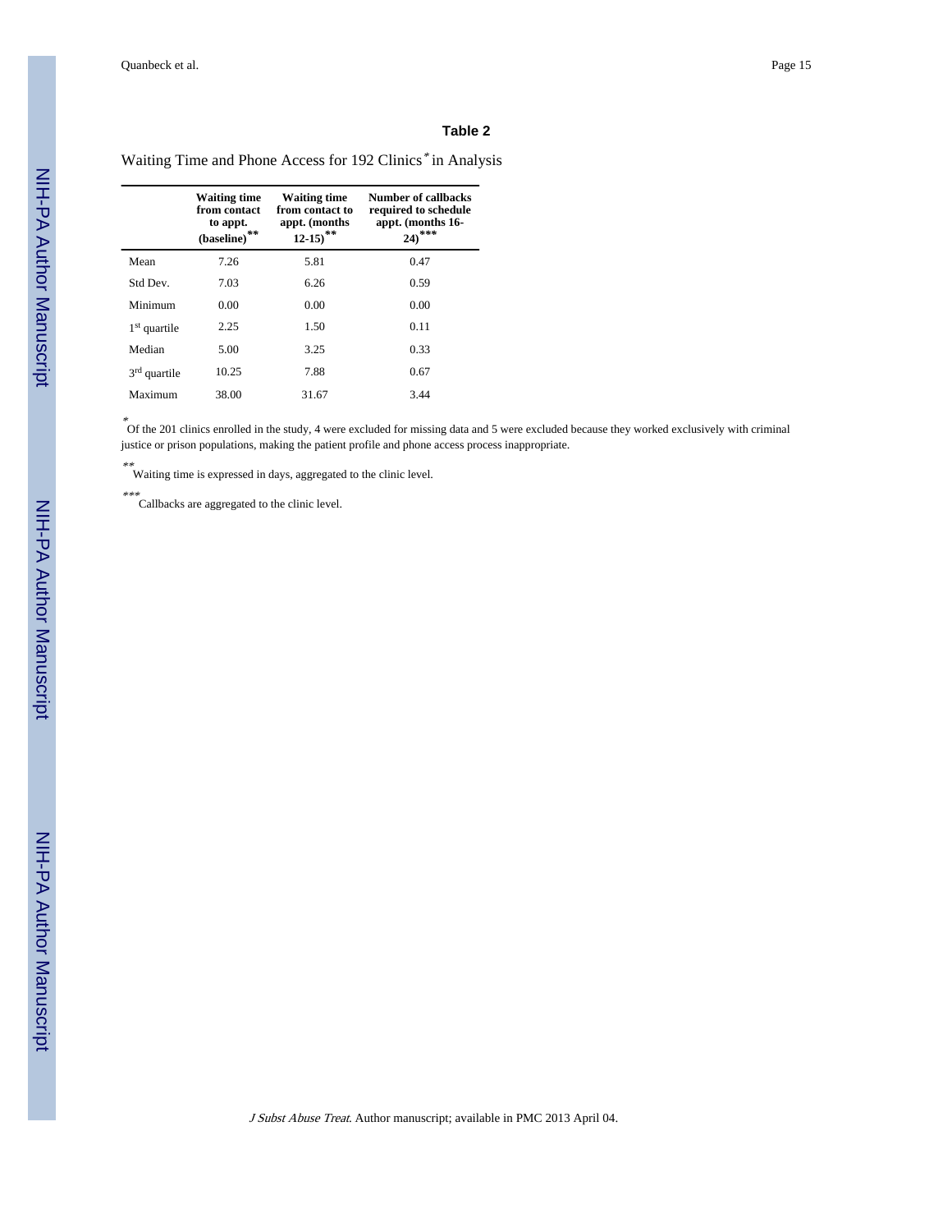## Table 2

Waiting Time and Phone Access for 192 Clinics* in Analysis

| | Waiting time from contact to appt. (baseline)** | Waiting time from contact to appt. (months 12-15)** | Number of callbacks required to schedule appt. (months 16-24)*** |
|---|---|---|---|
| Mean | 7.26 | 5.81 | 0.47 |
| Std Dev. | 7.03 | 6.26 | 0.59 |
| Minimum | 0.00 | 0.00 | 0.00 |
| 1st quartile | 2.25 | 1.50 | 0.11 |
| Median | 5.00 | 3.25 | 0.33 |
| 3rd quartile | 10.25 | 7.88 | 0.67 |
| Maximum | 38.00 | 31.67 | 3.44 |

*Of the 201 clinics enrolled in the study, 4 were excluded for missing data and 5 were excluded because they worked exclusively with criminal justice or prison populations, making the patient profile and phone access process inappropriate.

**Waiting time is expressed in days, aggregated to the clinic level.

***Callbacks are aggregated to the clinic level.